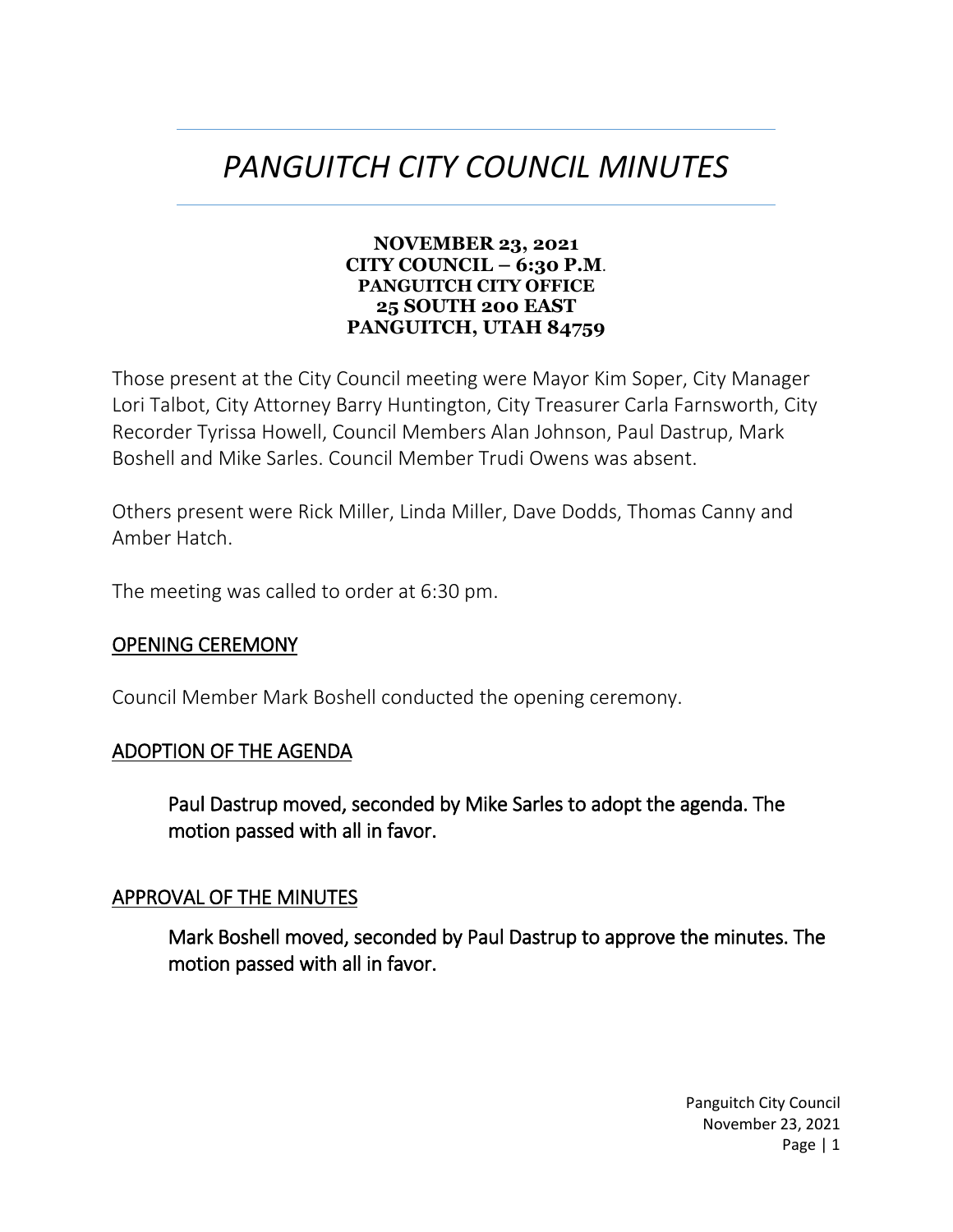# *PANGUITCH CITY COUNCIL MINUTES*

**NOVEMBER 23, 2021**
**CITY COUNCIL – 6:30 P.M.**
**PANGUITCH CITY OFFICE**
**25 SOUTH 200 EAST**
**PANGUITCH, UTAH 84759**

Those present at the City Council meeting were Mayor Kim Soper, City Manager Lori Talbot, City Attorney Barry Huntington, City Treasurer Carla Farnsworth, City Recorder Tyrissa Howell, Council Members Alan Johnson, Paul Dastrup, Mark Boshell and Mike Sarles. Council Member Trudi Owens was absent.

Others present were Rick Miller, Linda Miller, Dave Dodds, Thomas Canny and Amber Hatch.

The meeting was called to order at 6:30 pm.

## OPENING CEREMONY

Council Member Mark Boshell conducted the opening ceremony.

## ADOPTION OF THE AGENDA

**Paul Dastrup moved, seconded by Mike Sarles to adopt the agenda. The motion passed with all in favor.**

## APPROVAL OF THE MINUTES

**Mark Boshell moved, seconded by Paul Dastrup to approve the minutes. The motion passed with all in favor.**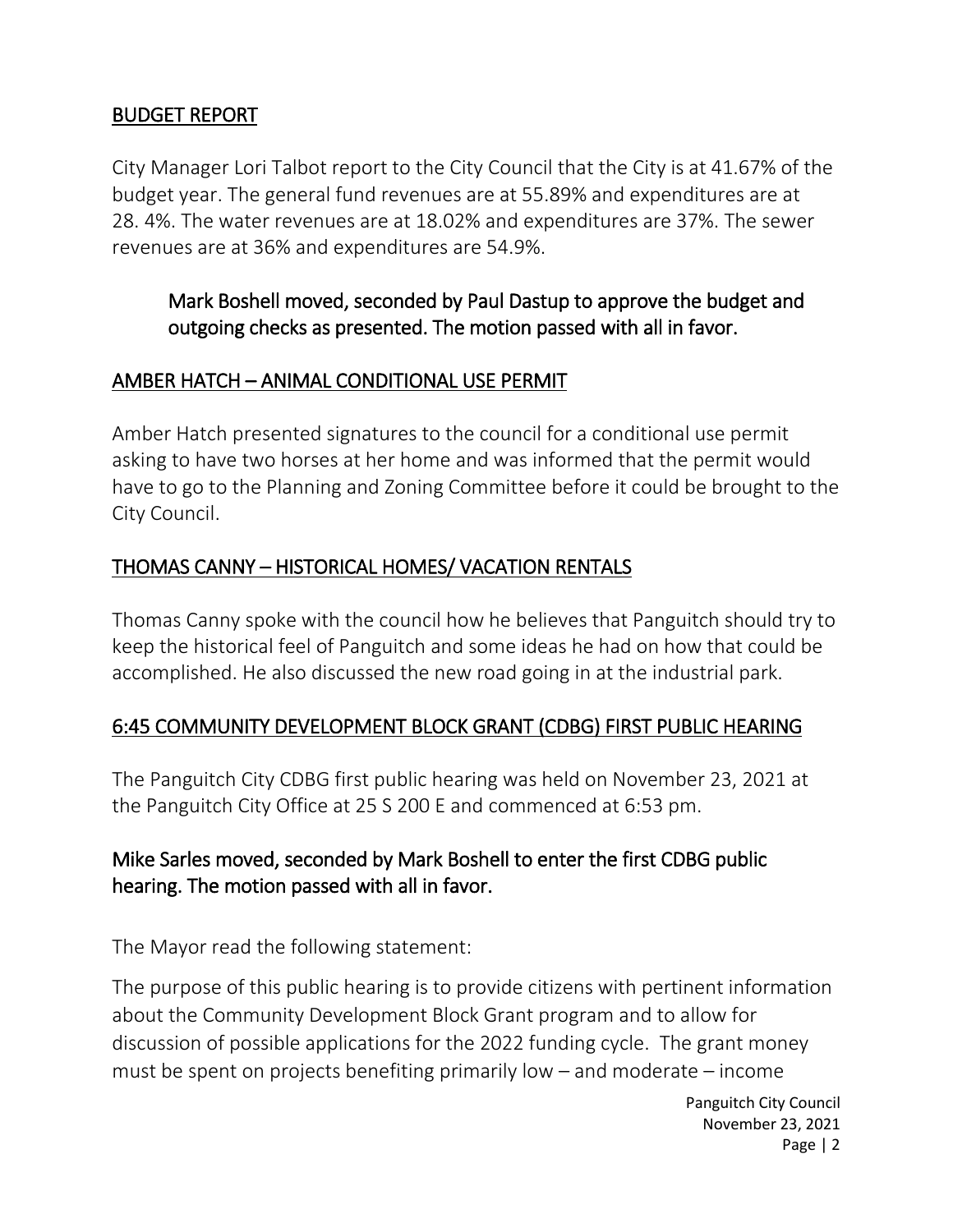## BUDGET REPORT

City Manager Lori Talbot report to the City Council that the City is at 41.67% of the budget year. The general fund revenues are at 55.89% and expenditures are at 28. 4%. The water revenues are at 18.02% and expenditures are 37%. The sewer revenues are at 36% and expenditures are 54.9%.

> Mark Boshell moved, seconded by Paul Dastup to approve the budget and outgoing checks as presented. The motion passed with all in favor.

## AMBER HATCH – ANIMAL CONDITIONAL USE PERMIT

Amber Hatch presented signatures to the council for a conditional use permit asking to have two horses at her home and was informed that the permit would have to go to the Planning and Zoning Committee before it could be brought to the City Council.

## THOMAS CANNY – HISTORICAL HOMES/ VACATION RENTALS

Thomas Canny spoke with the council how he believes that Panguitch should try to keep the historical feel of Panguitch and some ideas he had on how that could be accomplished. He also discussed the new road going in at the industrial park.

## 6:45 COMMUNITY DEVELOPMENT BLOCK GRANT (CDBG) FIRST PUBLIC HEARING

The Panguitch City CDBG first public hearing was held on November 23, 2021 at the Panguitch City Office at 25 S 200 E and commenced at 6:53 pm.

Mike Sarles moved, seconded by Mark Boshell to enter the first CDBG public hearing. The motion passed with all in favor.

The Mayor read the following statement:

The purpose of this public hearing is to provide citizens with pertinent information about the Community Development Block Grant program and to allow for discussion of possible applications for the 2022 funding cycle. The grant money must be spent on projects benefiting primarily low – and moderate – income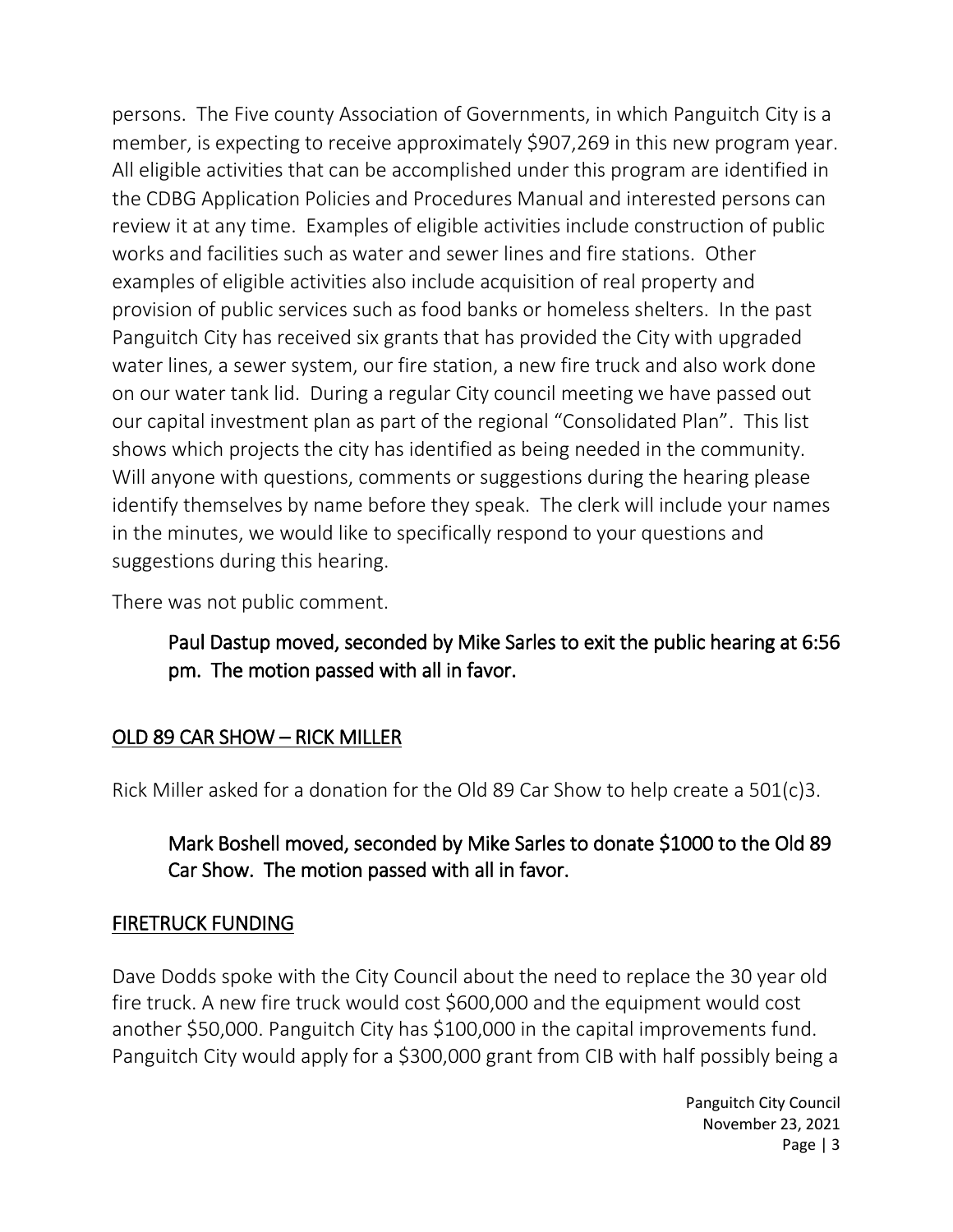persons. The Five county Association of Governments, in which Panguitch City is a member, is expecting to receive approximately $907,269 in this new program year. All eligible activities that can be accomplished under this program are identified in the CDBG Application Policies and Procedures Manual and interested persons can review it at any time. Examples of eligible activities include construction of public works and facilities such as water and sewer lines and fire stations. Other examples of eligible activities also include acquisition of real property and provision of public services such as food banks or homeless shelters. In the past Panguitch City has received six grants that has provided the City with upgraded water lines, a sewer system, our fire station, a new fire truck and also work done on our water tank lid. During a regular City council meeting we have passed out our capital investment plan as part of the regional "Consolidated Plan". This list shows which projects the city has identified as being needed in the community. Will anyone with questions, comments or suggestions during the hearing please identify themselves by name before they speak. The clerk will include your names in the minutes, we would like to specifically respond to your questions and suggestions during this hearing.

There was not public comment.

> Paul Dastup moved, seconded by Mike Sarles to exit the public hearing at 6:56 pm. The motion passed with all in favor.

## OLD 89 CAR SHOW – RICK MILLER

Rick Miller asked for a donation for the Old 89 Car Show to help create a 501(c)3.

> Mark Boshell moved, seconded by Mike Sarles to donate $1000 to the Old 89 Car Show. The motion passed with all in favor.

## FIRETRUCK FUNDING

Dave Dodds spoke with the City Council about the need to replace the 30 year old fire truck. A new fire truck would cost $600,000 and the equipment would cost another $50,000. Panguitch City has $100,000 in the capital improvements fund. Panguitch City would apply for a $300,000 grant from CIB with half possibly being a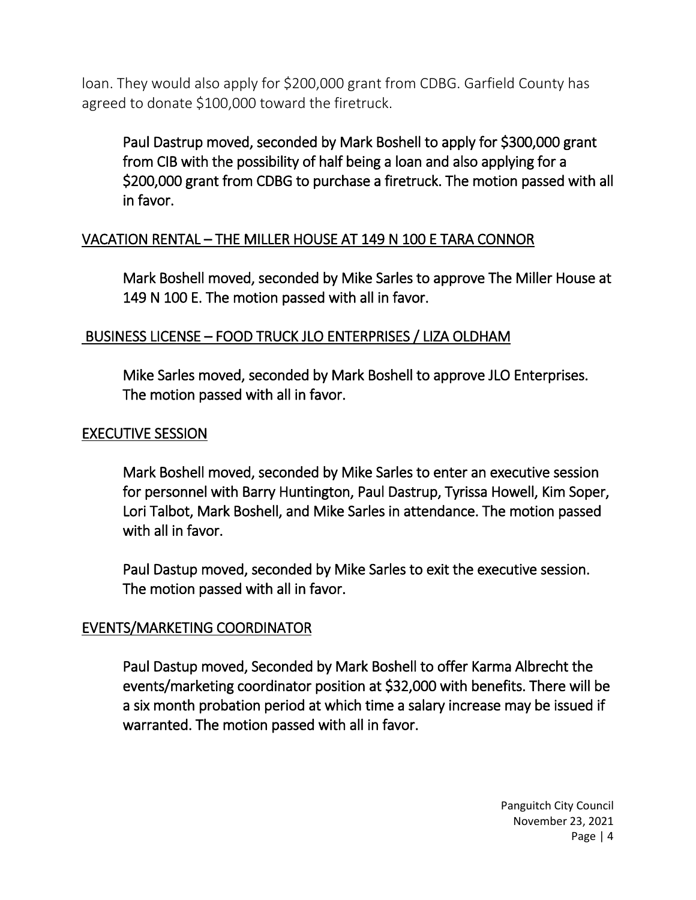loan. They would also apply for $200,000 grant from CDBG. Garfield County has agreed to donate $100,000 toward the firetruck.

> Paul Dastrup moved, seconded by Mark Boshell to apply for $300,000 grant from CIB with the possibility of half being a loan and also applying for a $200,000 grant from CDBG to purchase a firetruck. The motion passed with all in favor.

## VACATION RENTAL – THE MILLER HOUSE AT 149 N 100 E TARA CONNOR

> Mark Boshell moved, seconded by Mike Sarles to approve The Miller House at 149 N 100 E. The motion passed with all in favor.

## BUSINESS LICENSE – FOOD TRUCK JLO ENTERPRISES / LIZA OLDHAM

> Mike Sarles moved, seconded by Mark Boshell to approve JLO Enterprises. The motion passed with all in favor.

## EXECUTIVE SESSION

> Mark Boshell moved, seconded by Mike Sarles to enter an executive session for personnel with Barry Huntington, Paul Dastrup, Tyrissa Howell, Kim Soper, Lori Talbot, Mark Boshell, and Mike Sarles in attendance. The motion passed with all in favor.

> Paul Dastup moved, seconded by Mike Sarles to exit the executive session. The motion passed with all in favor.

## EVENTS/MARKETING COORDINATOR

> Paul Dastup moved, Seconded by Mark Boshell to offer Karma Albrecht the events/marketing coordinator position at $32,000 with benefits. There will be a six month probation period at which time a salary increase may be issued if warranted. The motion passed with all in favor.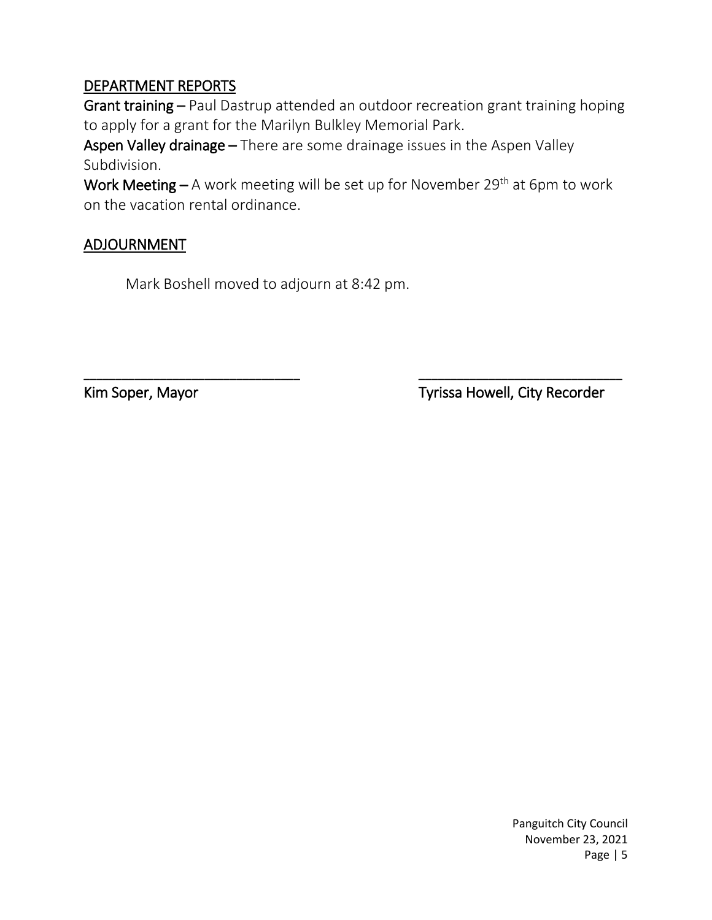## DEPARTMENT REPORTS

**Grant training –** Paul Dastrup attended an outdoor recreation grant training hoping to apply for a grant for the Marilyn Bulkley Memorial Park.

**Aspen Valley drainage –** There are some drainage issues in the Aspen Valley Subdivision.

**Work Meeting –** A work meeting will be set up for November 29th at 6pm to work on the vacation rental ordinance.

## ADJOURNMENT

Mark Boshell moved to adjourn at 8:42 pm.

\_\_\_\_\_\_\_\_\_\_\_\_\_\_\_\_\_\_\_\_\_\_\_\_\_\_\_\_
Kim Soper, Mayor

\_\_\_\_\_\_\_\_\_\_\_\_\_\_\_\_\_\_\_\_\_\_\_\_\_\_\_\_
Tyrissa Howell, City Recorder